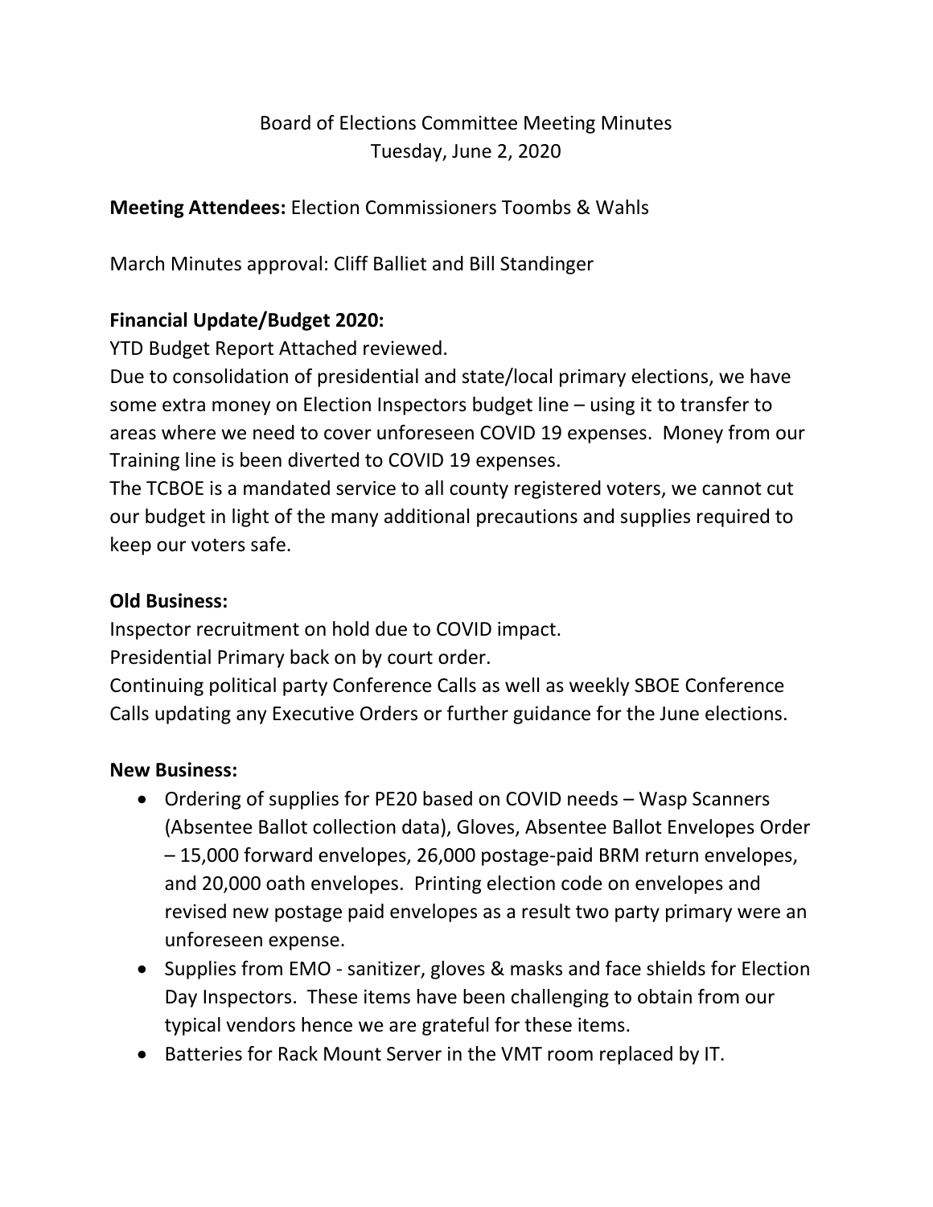# Board of Elections Committee Meeting Minutes
Tuesday, June 2, 2020

**Meeting Attendees:** Election Commissioners Toombs & Wahls

March Minutes approval: Cliff Balliet and Bill Standinger

**Financial Update/Budget 2020:**

YTD Budget Report Attached reviewed.

Due to consolidation of presidential and state/local primary elections, we have some extra money on Election Inspectors budget line – using it to transfer to areas where we need to cover unforeseen COVID 19 expenses. Money from our Training line is been diverted to COVID 19 expenses.

The TCBOE is a mandated service to all county registered voters, we cannot cut our budget in light of the many additional precautions and supplies required to keep our voters safe.

**Old Business:**

Inspector recruitment on hold due to COVID impact.

Presidential Primary back on by court order.

Continuing political party Conference Calls as well as weekly SBOE Conference Calls updating any Executive Orders or further guidance for the June elections.

**New Business:**

- Ordering of supplies for PE20 based on COVID needs – Wasp Scanners (Absentee Ballot collection data), Gloves, Absentee Ballot Envelopes Order – 15,000 forward envelopes, 26,000 postage-paid BRM return envelopes, and 20,000 oath envelopes. Printing election code on envelopes and revised new postage paid envelopes as a result two party primary were an unforeseen expense.
- Supplies from EMO - sanitizer, gloves & masks and face shields for Election Day Inspectors. These items have been challenging to obtain from our typical vendors hence we are grateful for these items.
- Batteries for Rack Mount Server in the VMT room replaced by IT.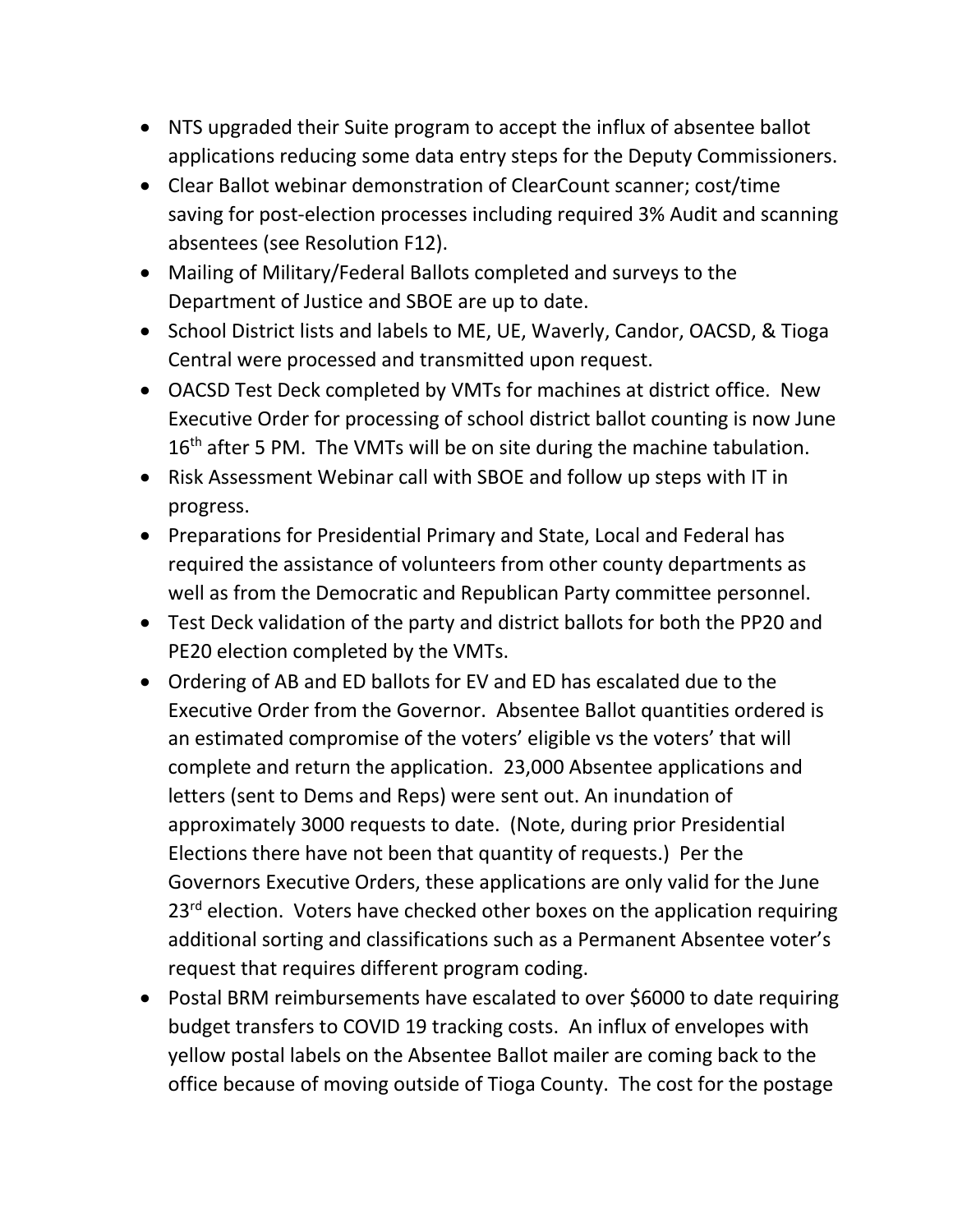- NTS upgraded their Suite program to accept the influx of absentee ballot applications reducing some data entry steps for the Deputy Commissioners.
- Clear Ballot webinar demonstration of ClearCount scanner; cost/time saving for post-election processes including required 3% Audit and scanning absentees (see Resolution F12).
- Mailing of Military/Federal Ballots completed and surveys to the Department of Justice and SBOE are up to date.
- School District lists and labels to ME, UE, Waverly, Candor, OACSD, & Tioga Central were processed and transmitted upon request.
- OACSD Test Deck completed by VMTs for machines at district office. New Executive Order for processing of school district ballot counting is now June 16th after 5 PM. The VMTs will be on site during the machine tabulation.
- Risk Assessment Webinar call with SBOE and follow up steps with IT in progress.
- Preparations for Presidential Primary and State, Local and Federal has required the assistance of volunteers from other county departments as well as from the Democratic and Republican Party committee personnel.
- Test Deck validation of the party and district ballots for both the PP20 and PE20 election completed by the VMTs.
- Ordering of AB and ED ballots for EV and ED has escalated due to the Executive Order from the Governor. Absentee Ballot quantities ordered is an estimated compromise of the voters' eligible vs the voters' that will complete and return the application. 23,000 Absentee applications and letters (sent to Dems and Reps) were sent out. An inundation of approximately 3000 requests to date. (Note, during prior Presidential Elections there have not been that quantity of requests.) Per the Governors Executive Orders, these applications are only valid for the June 23rd election. Voters have checked other boxes on the application requiring additional sorting and classifications such as a Permanent Absentee voter's request that requires different program coding.
- Postal BRM reimbursements have escalated to over $6000 to date requiring budget transfers to COVID 19 tracking costs. An influx of envelopes with yellow postal labels on the Absentee Ballot mailer are coming back to the office because of moving outside of Tioga County. The cost for the postage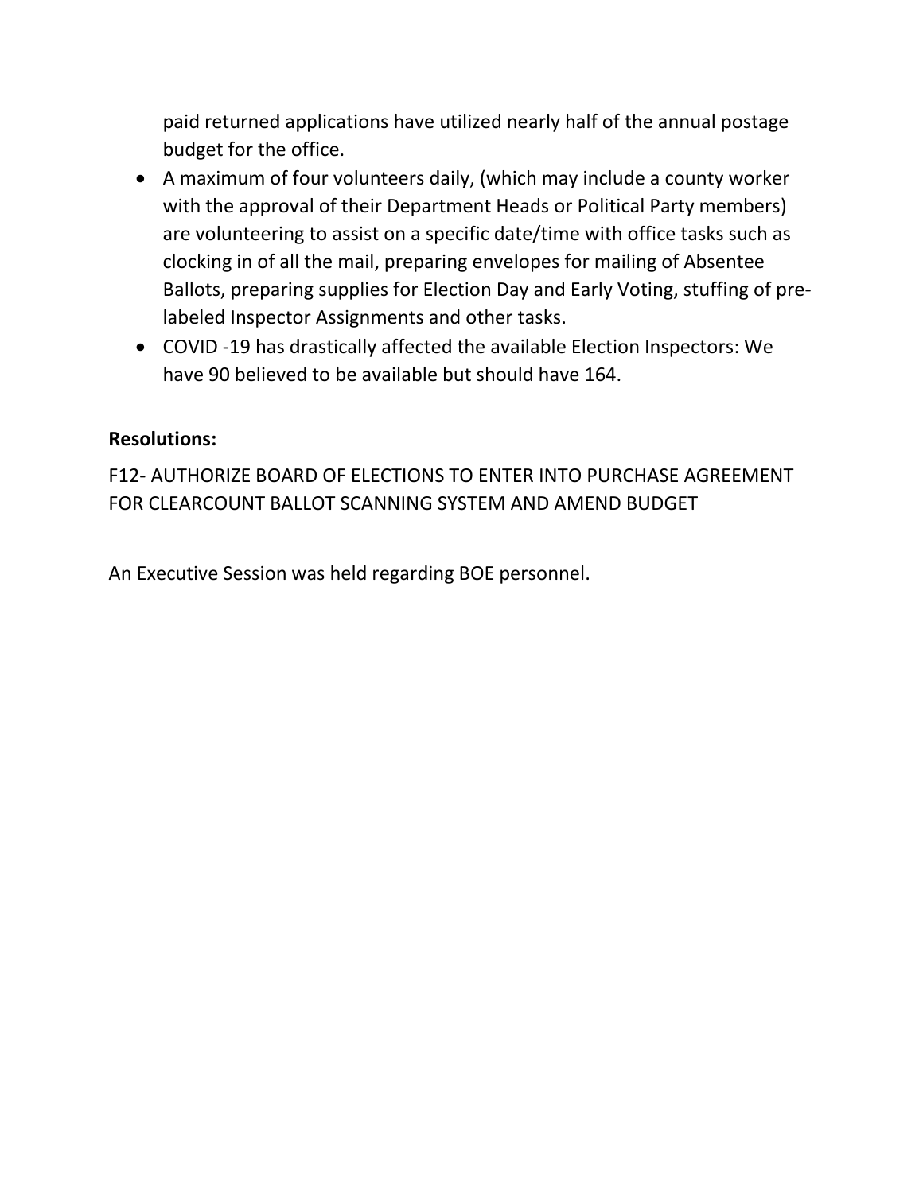paid returned applications have utilized nearly half of the annual postage budget for the office.

- A maximum of four volunteers daily, (which may include a county worker with the approval of their Department Heads or Political Party members) are volunteering to assist on a specific date/time with office tasks such as clocking in of all the mail, preparing envelopes for mailing of Absentee Ballots, preparing supplies for Election Day and Early Voting, stuffing of pre-labeled Inspector Assignments and other tasks.
- COVID -19 has drastically affected the available Election Inspectors: We have 90 believed to be available but should have 164.

**Resolutions:**

F12- AUTHORIZE BOARD OF ELECTIONS TO ENTER INTO PURCHASE AGREEMENT FOR CLEARCOUNT BALLOT SCANNING SYSTEM AND AMEND BUDGET

An Executive Session was held regarding BOE personnel.